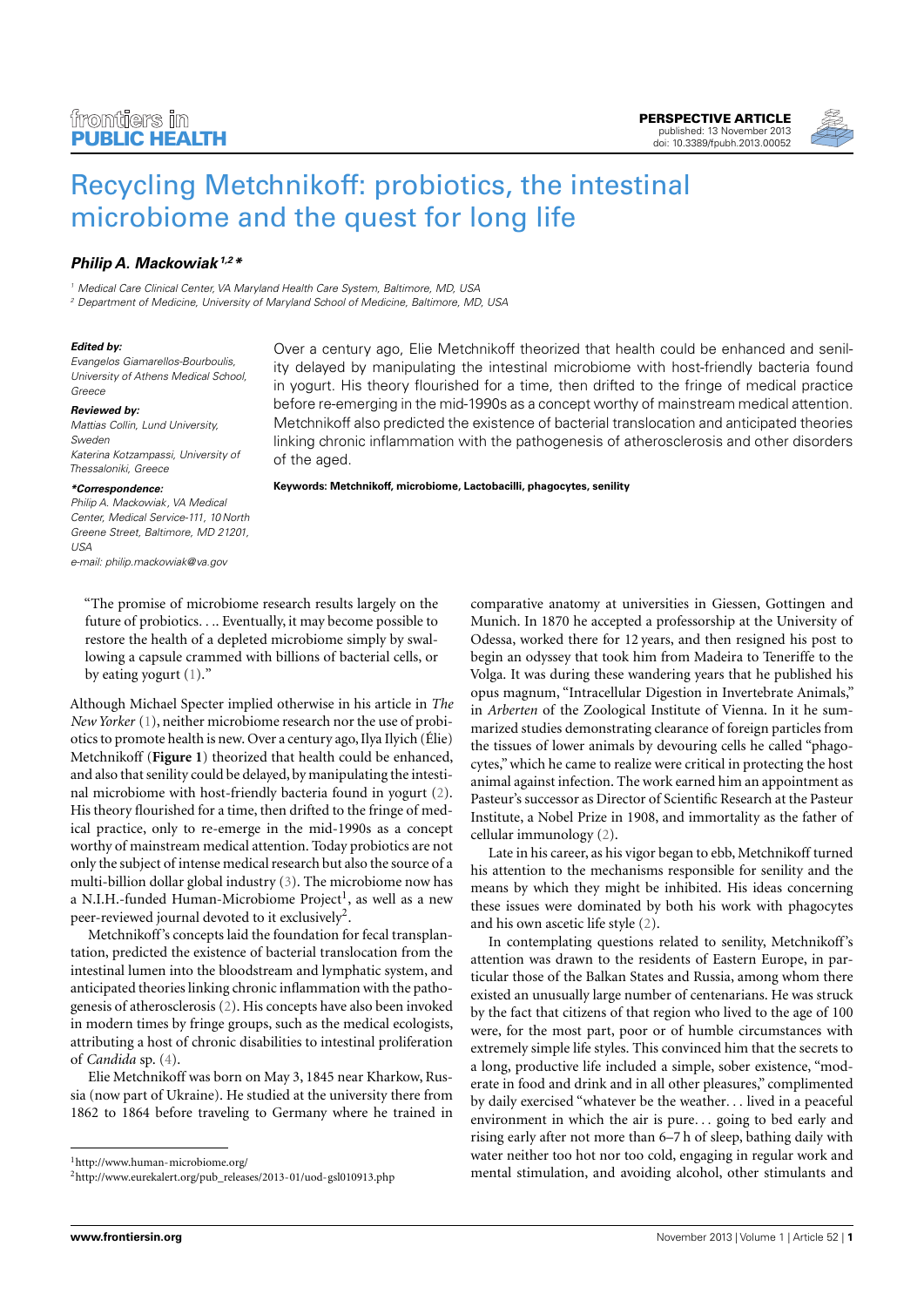PERSPECTIVE ARTICLE
published: 13 November 2013
doi: 10.3389/fpubh.2013.00052

# Recycling Metchnikoff: probiotics, the intestinal microbiome and the quest for long life

***Philip A. Mackowiak*** [1,2] *

[1] Medical Care Clinical Center, VA Maryland Health Care System, Baltimore, MD, USA
[2] Department of Medicine, University of Maryland School of Medicine, Baltimore, MD, USA

***Edited by:***
*Evangelos Giamarellos-Bourboulis, University of Athens Medical School, Greece*

***Reviewed by:***
*Mattias Collin, Lund University, Sweden*
*Katerina Kotzampassi, University of Thessaloniki, Greece*

***\*Correspondence:***
*Philip A. Mackowiak, VA Medical Center, Medical Service-111, 10 North Greene Street, Baltimore, MD 21201, USA*
*e-mail: philip.mackowiak@va.gov*

Over a century ago, Elie Metchnikoff theorized that health could be enhanced and senility delayed by manipulating the intestinal microbiome with host-friendly bacteria found in yogurt. His theory flourished for a time, then drifted to the fringe of medical practice before re-emerging in the mid-1990s as a concept worthy of mainstream medical attention. Metchnikoff also predicted the existence of bacterial translocation and anticipated theories linking chronic inflammation with the pathogenesis of atherosclerosis and other disorders of the aged.

**Keywords: Metchnikoff, microbiome, Lactobacilli, phagocytes, senility**

> "The promise of microbiome research results largely on the future of probiotics. . .. Eventually, it may become possible to restore the health of a depleted microbiome simply by swallowing a capsule crammed with billions of bacterial cells, or by eating yogurt (1)."

Although Michael Specter implied otherwise in his article in *The New Yorker* (1), neither microbiome research nor the use of probiotics to promote health is new. Over a century ago, Ilya Ilyich (Élie) Metchnikoff (**Figure 1**) theorized that health could be enhanced, and also that senility could be delayed, by manipulating the intestinal microbiome with host-friendly bacteria found in yogurt (2). His theory flourished for a time, then drifted to the fringe of medical practice, only to re-emerge in the mid-1990s as a concept worthy of mainstream medical attention. Today probiotics are not only the subject of intense medical research but also the source of a multi-billion dollar global industry (3). The microbiome now has a N.I.H.-funded Human-Microbiome Project[1], as well as a new peer-reviewed journal devoted to it exclusively[2].

Metchnikoff's concepts laid the foundation for fecal transplantation, predicted the existence of bacterial translocation from the intestinal lumen into the bloodstream and lymphatic system, and anticipated theories linking chronic inflammation with the pathogenesis of atherosclerosis (2). His concepts have also been invoked in modern times by fringe groups, such as the medical ecologists, attributing a host of chronic disabilities to intestinal proliferation of *Candida* sp. (4).

Elie Metchnikoff was born on May 3, 1845 near Kharkow, Russia (now part of Ukraine). He studied at the university there from 1862 to 1864 before traveling to Germany where he trained in comparative anatomy at universities in Giessen, Gottingen and Munich. In 1870 he accepted a professorship at the University of Odessa, worked there for 12 years, and then resigned his post to begin an odyssey that took him from Madeira to Teneriffe to the Volga. It was during these wandering years that he published his opus magnum, "Intracellular Digestion in Invertebrate Animals," in *Arberten* of the Zoological Institute of Vienna. In it he summarized studies demonstrating clearance of foreign particles from the tissues of lower animals by devouring cells he called "phagocytes," which he came to realize were critical in protecting the host animal against infection. The work earned him an appointment as Pasteur's successor as Director of Scientific Research at the Pasteur Institute, a Nobel Prize in 1908, and immortality as the father of cellular immunology (2).

Late in his career, as his vigor began to ebb, Metchnikoff turned his attention to the mechanisms responsible for senility and the means by which they might be inhibited. His ideas concerning these issues were dominated by both his work with phagocytes and his own ascetic life style (2).

In contemplating questions related to senility, Metchnikoff's attention was drawn to the residents of Eastern Europe, in particular those of the Balkan States and Russia, among whom there existed an unusually large number of centenarians. He was struck by the fact that citizens of that region who lived to the age of 100 were, for the most part, poor or of humble circumstances with extremely simple life styles. This convinced him that the secrets to a long, productive life included a simple, sober existence, "moderate in food and drink and in all other pleasures," complimented by daily exercised "whatever be the weather. . . lived in a peaceful environment in which the air is pure. . . going to bed early and rising early after not more than 6–7 h of sleep, bathing daily with water neither too hot nor too cold, engaging in regular work and mental stimulation, and avoiding alcohol, other stimulants and

[1] http://www.human-microbiome.org/
[2] http://www.eurekalert.org/pub_releases/2013-01/uod-gsl010913.php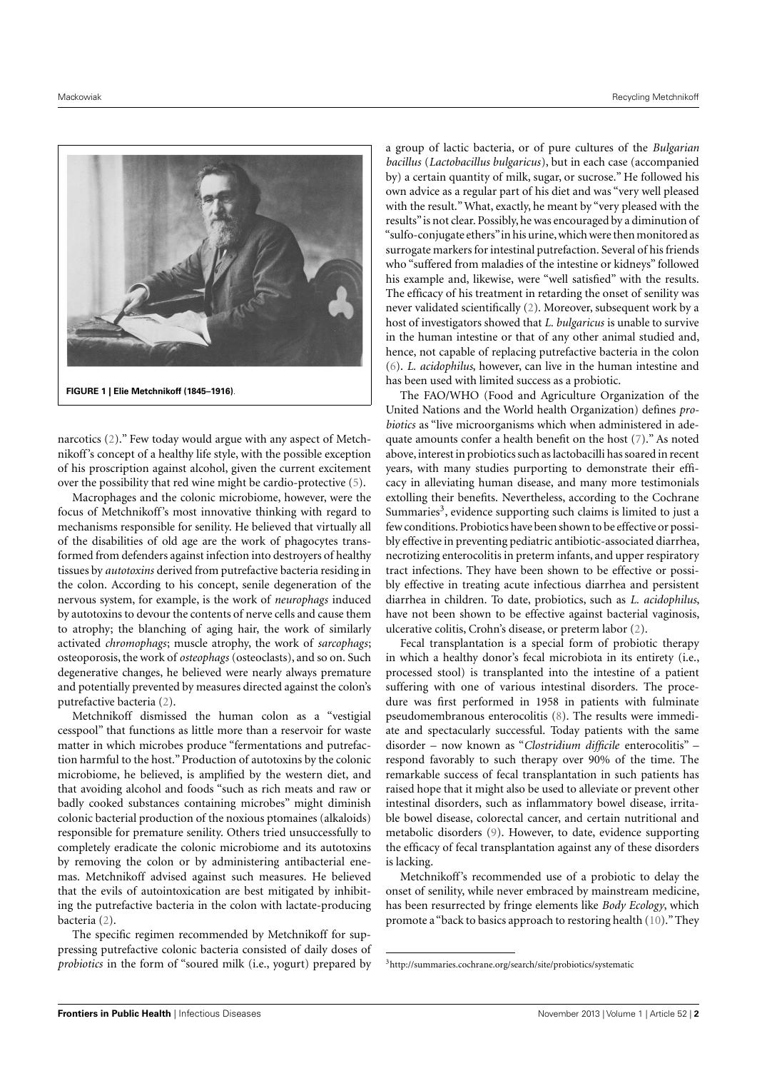**FIGURE 1 | Elie Metchnikoff (1845–1916)**.

narcotics (2)." Few today would argue with any aspect of Metchnikoff's concept of a healthy life style, with the possible exception of his proscription against alcohol, given the current excitement over the possibility that red wine might be cardio-protective (5).

Macrophages and the colonic microbiome, however, were the focus of Metchnikoff's most innovative thinking with regard to mechanisms responsible for senility. He believed that virtually all of the disabilities of old age are the work of phagocytes transformed from defenders against infection into destroyers of healthy tissues by *autotoxins* derived from putrefactive bacteria residing in the colon. According to his concept, senile degeneration of the nervous system, for example, is the work of *neurophags* induced by autotoxins to devour the contents of nerve cells and cause them to atrophy; the blanching of aging hair, the work of similarly activated *chromophags*; muscle atrophy, the work of *sarcophags*; osteoporosis, the work of *osteophags* (osteoclasts), and so on. Such degenerative changes, he believed were nearly always premature and potentially prevented by measures directed against the colon's putrefactive bacteria (2).

Metchnikoff dismissed the human colon as a "vestigial cesspool" that functions as little more than a reservoir for waste matter in which microbes produce "fermentations and putrefaction harmful to the host." Production of autotoxins by the colonic microbiome, he believed, is amplified by the western diet, and that avoiding alcohol and foods "such as rich meats and raw or badly cooked substances containing microbes" might diminish colonic bacterial production of the noxious ptomaines (alkaloids) responsible for premature senility. Others tried unsuccessfully to completely eradicate the colonic microbiome and its autotoxins by removing the colon or by administering antibacterial enemas. Metchnikoff advised against such measures. He believed that the evils of autointoxication are best mitigated by inhibiting the putrefactive bacteria in the colon with lactate-producing bacteria (2).

The specific regimen recommended by Metchnikoff for suppressing putrefactive colonic bacteria consisted of daily doses of *probiotics* in the form of "soured milk (i.e., yogurt) prepared by a group of lactic bacteria, or of pure cultures of the *Bulgarian bacillus* (*Lactobacillus bulgaricus*), but in each case (accompanied by) a certain quantity of milk, sugar, or sucrose." He followed his own advice as a regular part of his diet and was "very well pleased with the result." What, exactly, he meant by "very pleased with the results" is not clear. Possibly, he was encouraged by a diminution of "sulfo-conjugate ethers" in his urine, which were then monitored as surrogate markers for intestinal putrefaction. Several of his friends who "suffered from maladies of the intestine or kidneys" followed his example and, likewise, were "well satisfied" with the results. The efficacy of his treatment in retarding the onset of senility was never validated scientifically (2). Moreover, subsequent work by a host of investigators showed that *L. bulgaricus* is unable to survive in the human intestine or that of any other animal studied and, hence, not capable of replacing putrefactive bacteria in the colon (6). *L. acidophilus*, however, can live in the human intestine and has been used with limited success as a probiotic.

The FAO/WHO (Food and Agriculture Organization of the United Nations and the World health Organization) defines *probiotics* as "live microorganisms which when administered in adequate amounts confer a health benefit on the host (7)." As noted above, interest in probiotics such as lactobacilli has soared in recent years, with many studies purporting to demonstrate their efficacy in alleviating human disease, and many more testimonials extolling their benefits. Nevertheless, according to the Cochrane Summaries[3], evidence supporting such claims is limited to just a few conditions. Probiotics have been shown to be effective or possibly effective in preventing pediatric antibiotic-associated diarrhea, necrotizing enterocolitis in preterm infants, and upper respiratory tract infections. They have been shown to be effective or possibly effective in treating acute infectious diarrhea and persistent diarrhea in children. To date, probiotics, such as *L. acidophilus*, have not been shown to be effective against bacterial vaginosis, ulcerative colitis, Crohn's disease, or preterm labor (2).

Fecal transplantation is a special form of probiotic therapy in which a healthy donor's fecal microbiota in its entirety (i.e., processed stool) is transplanted into the intestine of a patient suffering with one of various intestinal disorders. The procedure was first performed in 1958 in patients with fulminate pseudomembranous enterocolitis (8). The results were immediate and spectacularly successful. Today patients with the same disorder – now known as "*Clostridium difficile* enterocolitis" – respond favorably to such therapy over 90% of the time. The remarkable success of fecal transplantation in such patients has raised hope that it might also be used to alleviate or prevent other intestinal disorders, such as inflammatory bowel disease, irritable bowel disease, colorectal cancer, and certain nutritional and metabolic disorders (9). However, to date, evidence supporting the efficacy of fecal transplantation against any of these disorders is lacking.

Metchnikoff's recommended use of a probiotic to delay the onset of senility, while never embraced by mainstream medicine, has been resurrected by fringe elements like *Body Ecology*, which promote a "back to basics approach to restoring health (10)." They

[3]http://summaries.cochrane.org/search/site/probiotics/systematic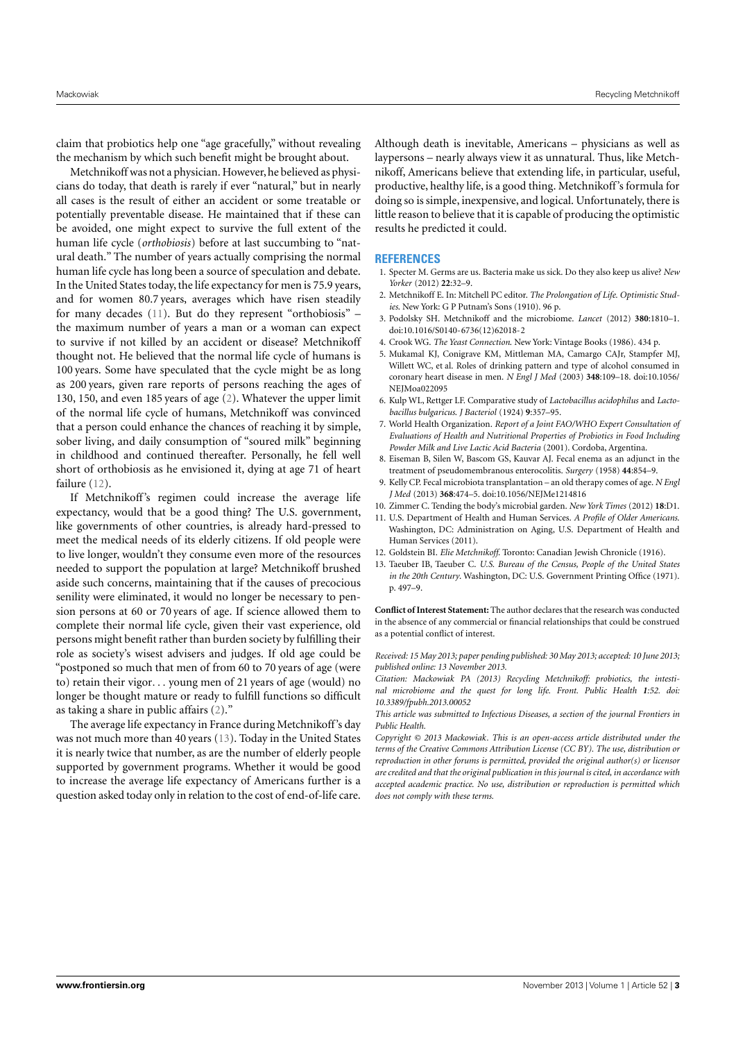claim that probiotics help one "age gracefully," without revealing the mechanism by which such benefit might be brought about.

Metchnikoff was not a physician. However, he believed as physicians do today, that death is rarely if ever "natural," but in nearly all cases is the result of either an accident or some treatable or potentially preventable disease. He maintained that if these can be avoided, one might expect to survive the full extent of the human life cycle (*orthobiosis*) before at last succumbing to "natural death." The number of years actually comprising the normal human life cycle has long been a source of speculation and debate. In the United States today, the life expectancy for men is 75.9 years, and for women 80.7 years, averages which have risen steadily for many decades (11). But do they represent "orthobiosis" – the maximum number of years a man or a woman can expect to survive if not killed by an accident or disease? Metchnikoff thought not. He believed that the normal life cycle of humans is 100 years. Some have speculated that the cycle might be as long as 200 years, given rare reports of persons reaching the ages of 130, 150, and even 185 years of age (2). Whatever the upper limit of the normal life cycle of humans, Metchnikoff was convinced that a person could enhance the chances of reaching it by simple, sober living, and daily consumption of "soured milk" beginning in childhood and continued thereafter. Personally, he fell well short of orthobiosis as he envisioned it, dying at age 71 of heart failure (12).

If Metchnikoff's regimen could increase the average life expectancy, would that be a good thing? The U.S. government, like governments of other countries, is already hard-pressed to meet the medical needs of its elderly citizens. If old people were to live longer, wouldn't they consume even more of the resources needed to support the population at large? Metchnikoff brushed aside such concerns, maintaining that if the causes of precocious senility were eliminated, it would no longer be necessary to pension persons at 60 or 70 years of age. If science allowed them to complete their normal life cycle, given their vast experience, old persons might benefit rather than burden society by fulfilling their role as society's wisest advisers and judges. If old age could be "postponed so much that men of from 60 to 70 years of age (were to) retain their vigor... young men of 21 years of age (would) no longer be thought mature or ready to fulfill functions so difficult as taking a share in public affairs (2)."

The average life expectancy in France during Metchnikoff's day was not much more than 40 years (13). Today in the United States it is nearly twice that number, as are the number of elderly people supported by government programs. Whether it would be good to increase the average life expectancy of Americans further is a question asked today only in relation to the cost of end-of-life care. Although death is inevitable, Americans – physicians as well as laypersons – nearly always view it as unnatural. Thus, like Metchnikoff, Americans believe that extending life, in particular, useful, productive, healthy life, is a good thing. Metchnikoff's formula for doing so is simple, inexpensive, and logical. Unfortunately, there is little reason to believe that it is capable of producing the optimistic results he predicted it could.

## REFERENCES

1. Specter M. Germs are us. Bacteria make us sick. Do they also keep us alive? *New Yorker* (2012) **22**:32–9.
2. Metchnikoff E. In: Mitchell PC editor. *The Prolongation of Life. Optimistic Studies*. New York: G P Putnam's Sons (1910). 96 p.
3. Podolsky SH. Metchnikoff and the microbiome. *Lancet* (2012) **380**:1810–1. doi:10.1016/S0140-6736(12)62018-2
4. Crook WG. *The Yeast Connection*. New York: Vintage Books (1986). 434 p.
5. Mukamal KJ, Conigrave KM, Mittleman MA, Camargo CAJr, Stampfer MJ, Willett WC, et al. Roles of drinking pattern and type of alcohol consumed in coronary heart disease in men. *N Engl J Med* (2003) **348**:109–18. doi:10.1056/NEJMoa022095
6. Kulp WL, Rettger LF. Comparative study of *Lactobacillus acidophilus* and *Lactobacillus bulgaricus*. *J Bacteriol* (1924) **9**:357–95.
7. World Health Organization. *Report of a Joint FAO/WHO Expert Consultation of Evaluations of Health and Nutritional Properties of Probiotics in Food Including Powder Milk and Live Lactic Acid Bacteria* (2001). Cordoba, Argentina.
8. Eiseman B, Silen W, Bascom GS, Kauvar AJ. Fecal enema as an adjunct in the treatment of pseudomembranous enterocolitis. *Surgery* (1958) **44**:854–9.
9. Kelly CP. Fecal microbiota transplantation – an old therapy comes of age. *N Engl J Med* (2013) **368**:474–5. doi:10.1056/NEJMe1214816
10. Zimmer C. Tending the body's microbial garden. *New York Times* (2012) **18**:D1.
11. U.S. Department of Health and Human Services. *A Profile of Older Americans*. Washington, DC: Administration on Aging, U.S. Department of Health and Human Services (2011).
12. Goldstein BI. *Elie Metchnikoff*. Toronto: Canadian Jewish Chronicle (1916).
13. Taeuber IB, Taeuber C. *U.S. Bureau of the Census, People of the United States in the 20th Century*. Washington, DC: U.S. Government Printing Office (1971). p. 497–9.

**Conflict of Interest Statement:** The author declares that the research was conducted in the absence of any commercial or financial relationships that could be construed as a potential conflict of interest.

*Received: 15 May 2013; paper pending published: 30 May 2013; accepted: 10 June 2013; published online: 13 November 2013.*

*Citation: Mackowiak PA (2013) Recycling Metchnikoff: probiotics, the intestinal microbiome and the quest for long life. Front. Public Health **1**:52. doi: 10.3389/fpubh.2013.00052*

*This article was submitted to Infectious Diseases, a section of the journal Frontiers in Public Health.*

*Copyright © 2013 Mackowiak. This is an open-access article distributed under the terms of the Creative Commons Attribution License (CC BY). The use, distribution or reproduction in other forums is permitted, provided the original author(s) or licensor are credited and that the original publication in this journal is cited, in accordance with accepted academic practice. No use, distribution or reproduction is permitted which does not comply with these terms.*